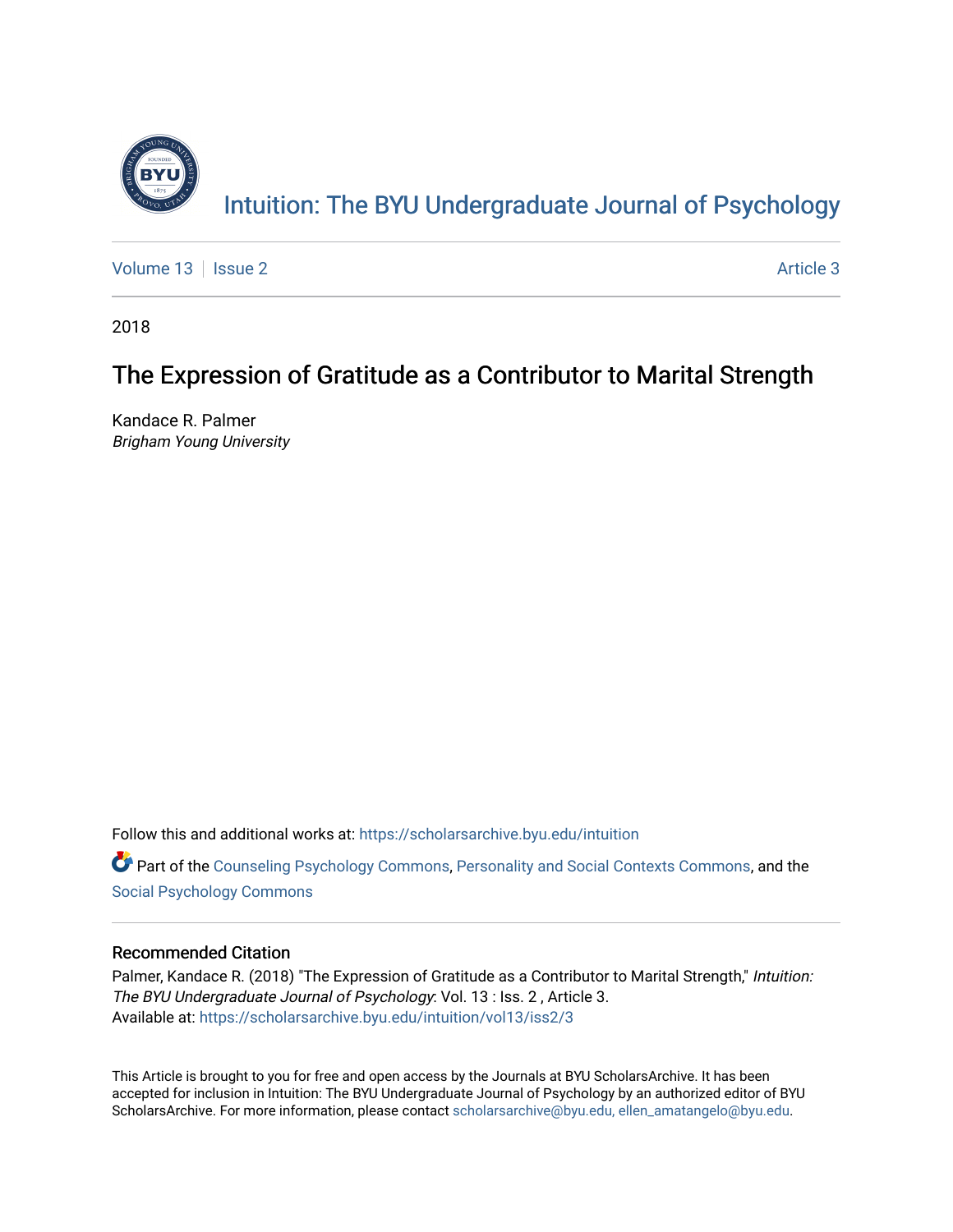# Intuition: The BYU Undergraduate Journal of Psychology

Volume 13 | Issue 2 | Article 3

2018

## The Expression of Gratitude as a Contributor to Marital Strength

Kandace R. Palmer
*Brigham Young University*

Follow this and additional works at: https://scholarsarchive.byu.edu/intuition

Part of the Counseling Psychology Commons, Personality and Social Contexts Commons, and the Social Psychology Commons

### Recommended Citation

Palmer, Kandace R. (2018) "The Expression of Gratitude as a Contributor to Marital Strength," *Intuition: The BYU Undergraduate Journal of Psychology*: Vol. 13 : Iss. 2 , Article 3.
Available at: https://scholarsarchive.byu.edu/intuition/vol13/iss2/3

This Article is brought to you for free and open access by the Journals at BYU ScholarsArchive. It has been accepted for inclusion in Intuition: The BYU Undergraduate Journal of Psychology by an authorized editor of BYU ScholarsArchive. For more information, please contact scholarsarchive@byu.edu, ellen_amatangelo@byu.edu.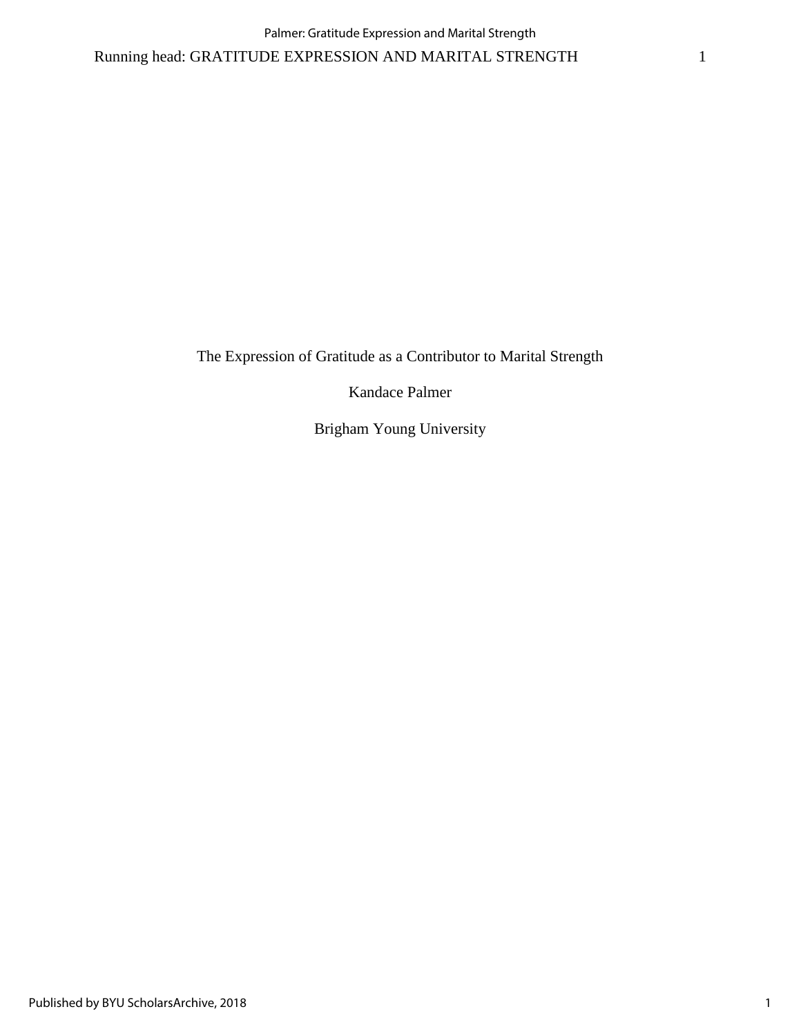The Expression of Gratitude as a Contributor to Marital Strength

Kandace Palmer

Brigham Young University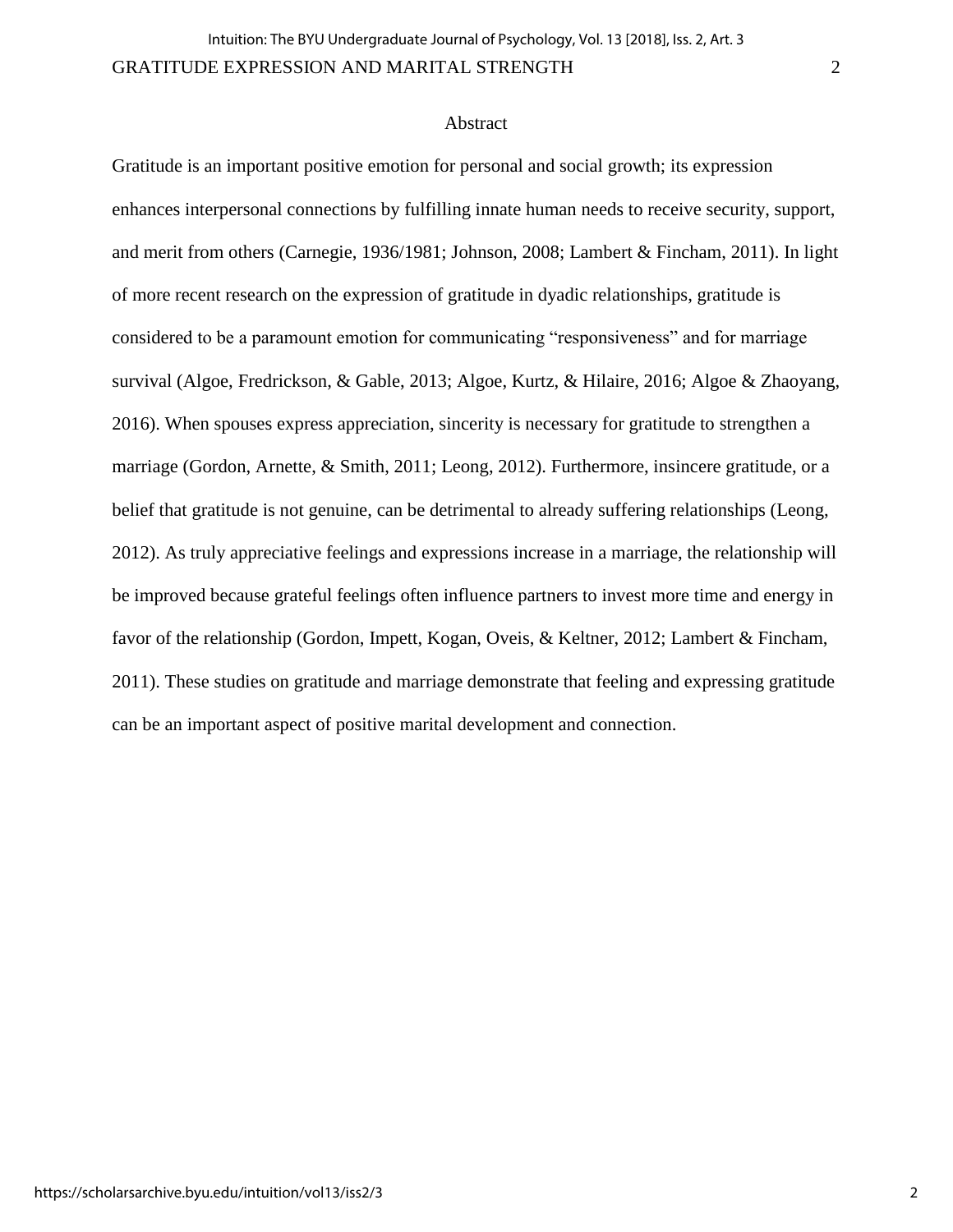# Abstract

Gratitude is an important positive emotion for personal and social growth; its expression enhances interpersonal connections by fulfilling innate human needs to receive security, support, and merit from others (Carnegie, 1936/1981; Johnson, 2008; Lambert & Fincham, 2011). In light of more recent research on the expression of gratitude in dyadic relationships, gratitude is considered to be a paramount emotion for communicating "responsiveness" and for marriage survival (Algoe, Fredrickson, & Gable, 2013; Algoe, Kurtz, & Hilaire, 2016; Algoe & Zhaoyang, 2016). When spouses express appreciation, sincerity is necessary for gratitude to strengthen a marriage (Gordon, Arnette, & Smith, 2011; Leong, 2012). Furthermore, insincere gratitude, or a belief that gratitude is not genuine, can be detrimental to already suffering relationships (Leong, 2012). As truly appreciative feelings and expressions increase in a marriage, the relationship will be improved because grateful feelings often influence partners to invest more time and energy in favor of the relationship (Gordon, Impett, Kogan, Oveis, & Keltner, 2012; Lambert & Fincham, 2011). These studies on gratitude and marriage demonstrate that feeling and expressing gratitude can be an important aspect of positive marital development and connection.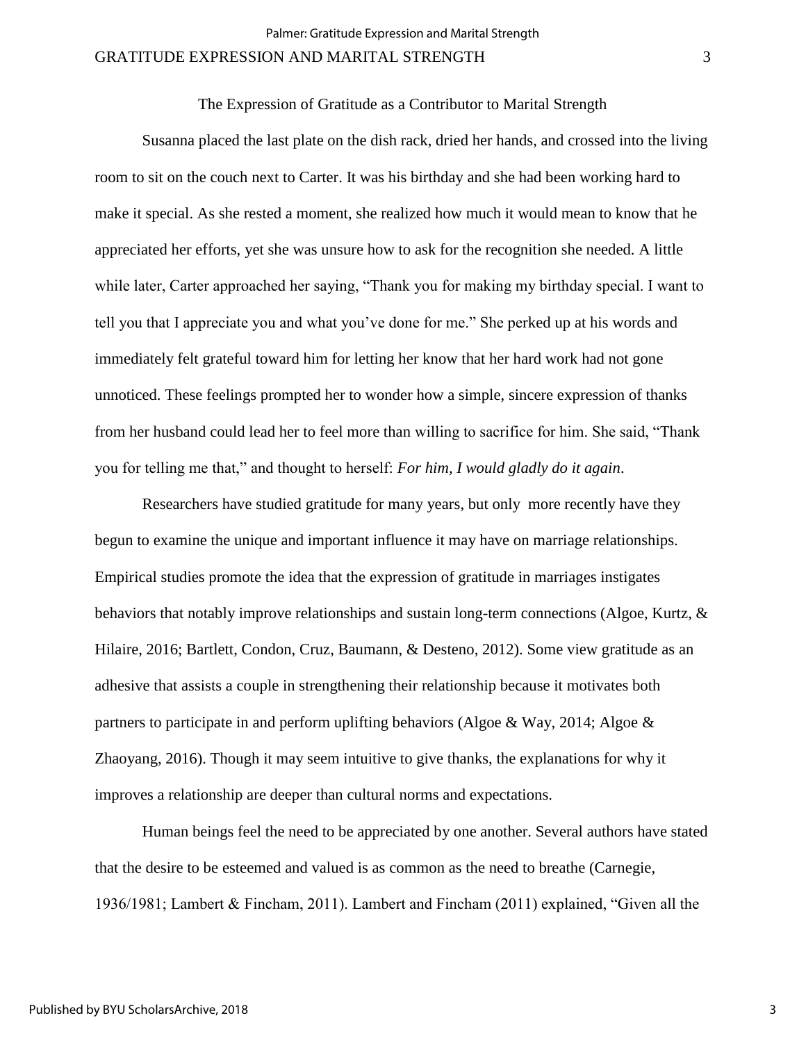The Expression of Gratitude as a Contributor to Marital Strength

Susanna placed the last plate on the dish rack, dried her hands, and crossed into the living room to sit on the couch next to Carter. It was his birthday and she had been working hard to make it special. As she rested a moment, she realized how much it would mean to know that he appreciated her efforts, yet she was unsure how to ask for the recognition she needed. A little while later, Carter approached her saying, “Thank you for making my birthday special. I want to tell you that I appreciate you and what you’ve done for me.” She perked up at his words and immediately felt grateful toward him for letting her know that her hard work had not gone unnoticed. These feelings prompted her to wonder how a simple, sincere expression of thanks from her husband could lead her to feel more than willing to sacrifice for him. She said, “Thank you for telling me that,” and thought to herself: *For him, I would gladly do it again*.

Researchers have studied gratitude for many years, but only more recently have they begun to examine the unique and important influence it may have on marriage relationships. Empirical studies promote the idea that the expression of gratitude in marriages instigates behaviors that notably improve relationships and sustain long-term connections (Algoe, Kurtz, & Hilaire, 2016; Bartlett, Condon, Cruz, Baumann, & Desteno, 2012). Some view gratitude as an adhesive that assists a couple in strengthening their relationship because it motivates both partners to participate in and perform uplifting behaviors (Algoe & Way, 2014; Algoe & Zhaoyang, 2016). Though it may seem intuitive to give thanks, the explanations for why it improves a relationship are deeper than cultural norms and expectations.

Human beings feel the need to be appreciated by one another. Several authors have stated that the desire to be esteemed and valued is as common as the need to breathe (Carnegie, 1936/1981; Lambert & Fincham, 2011). Lambert and Fincham (2011) explained, “Given all the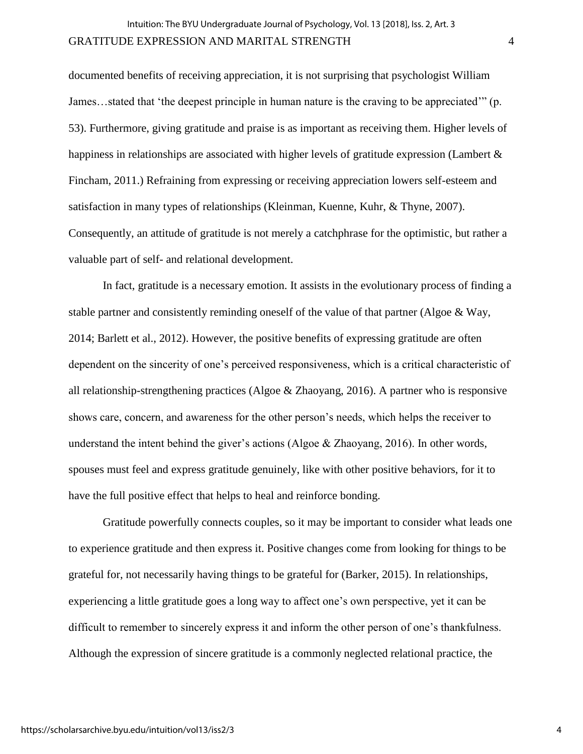documented benefits of receiving appreciation, it is not surprising that psychologist William James…stated that 'the deepest principle in human nature is the craving to be appreciated'" (p. 53). Furthermore, giving gratitude and praise is as important as receiving them. Higher levels of happiness in relationships are associated with higher levels of gratitude expression (Lambert & Fincham, 2011.) Refraining from expressing or receiving appreciation lowers self-esteem and satisfaction in many types of relationships (Kleinman, Kuenne, Kuhr, & Thyne, 2007). Consequently, an attitude of gratitude is not merely a catchphrase for the optimistic, but rather a valuable part of self- and relational development.

In fact, gratitude is a necessary emotion. It assists in the evolutionary process of finding a stable partner and consistently reminding oneself of the value of that partner (Algoe & Way, 2014; Barlett et al., 2012). However, the positive benefits of expressing gratitude are often dependent on the sincerity of one's perceived responsiveness, which is a critical characteristic of all relationship-strengthening practices (Algoe & Zhaoyang, 2016). A partner who is responsive shows care, concern, and awareness for the other person's needs, which helps the receiver to understand the intent behind the giver's actions (Algoe & Zhaoyang, 2016). In other words, spouses must feel and express gratitude genuinely, like with other positive behaviors, for it to have the full positive effect that helps to heal and reinforce bonding.

Gratitude powerfully connects couples, so it may be important to consider what leads one to experience gratitude and then express it. Positive changes come from looking for things to be grateful for, not necessarily having things to be grateful for (Barker, 2015). In relationships, experiencing a little gratitude goes a long way to affect one's own perspective, yet it can be difficult to remember to sincerely express it and inform the other person of one's thankfulness. Although the expression of sincere gratitude is a commonly neglected relational practice, the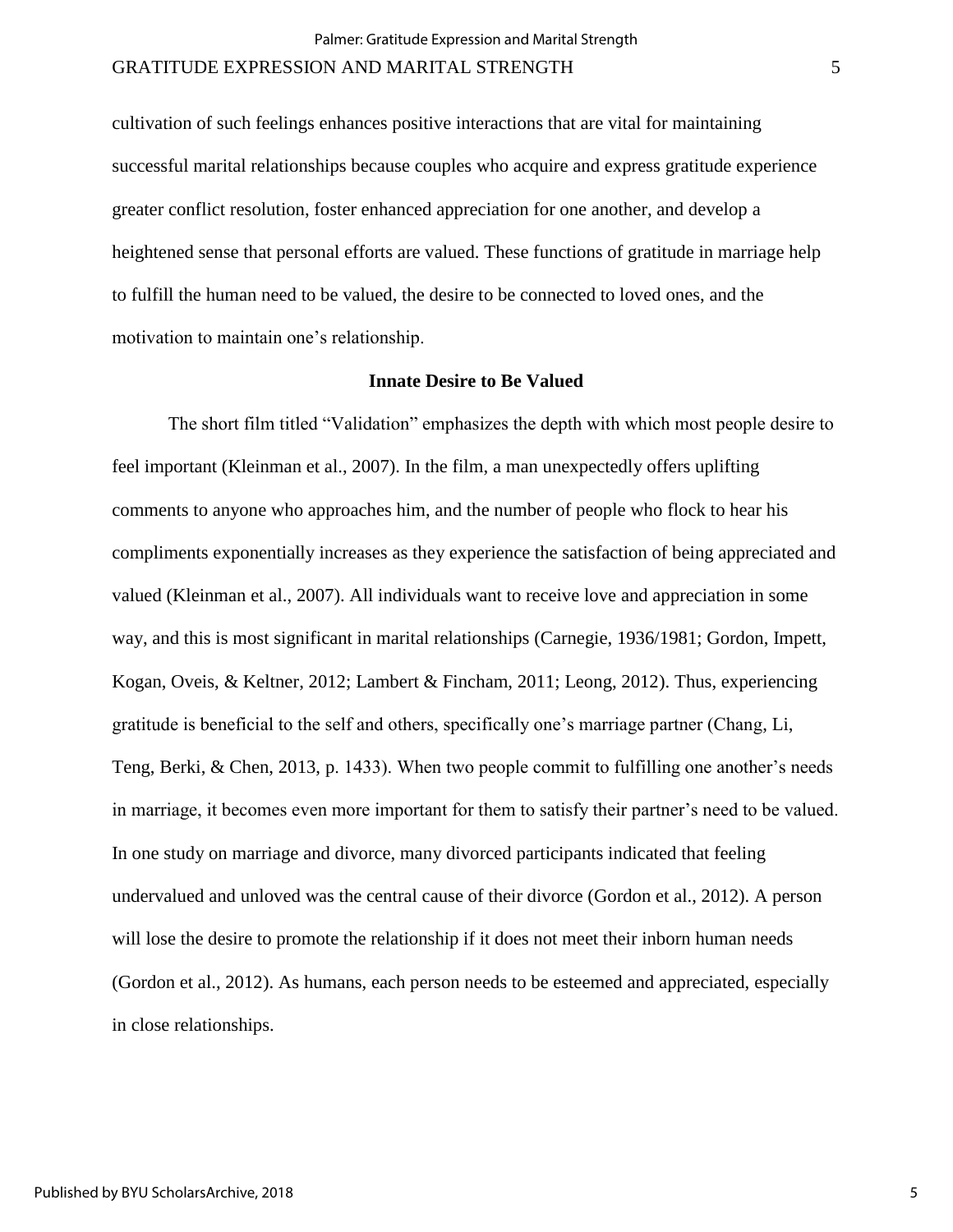cultivation of such feelings enhances positive interactions that are vital for maintaining successful marital relationships because couples who acquire and express gratitude experience greater conflict resolution, foster enhanced appreciation for one another, and develop a heightened sense that personal efforts are valued. These functions of gratitude in marriage help to fulfill the human need to be valued, the desire to be connected to loved ones, and the motivation to maintain one's relationship.

## Innate Desire to Be Valued

The short film titled "Validation" emphasizes the depth with which most people desire to feel important (Kleinman et al., 2007). In the film, a man unexpectedly offers uplifting comments to anyone who approaches him, and the number of people who flock to hear his compliments exponentially increases as they experience the satisfaction of being appreciated and valued (Kleinman et al., 2007). All individuals want to receive love and appreciation in some way, and this is most significant in marital relationships (Carnegie, 1936/1981; Gordon, Impett, Kogan, Oveis, & Keltner, 2012; Lambert & Fincham, 2011; Leong, 2012). Thus, experiencing gratitude is beneficial to the self and others, specifically one's marriage partner (Chang, Li, Teng, Berki, & Chen, 2013, p. 1433). When two people commit to fulfilling one another's needs in marriage, it becomes even more important for them to satisfy their partner's need to be valued. In one study on marriage and divorce, many divorced participants indicated that feeling undervalued and unloved was the central cause of their divorce (Gordon et al., 2012). A person will lose the desire to promote the relationship if it does not meet their inborn human needs (Gordon et al., 2012). As humans, each person needs to be esteemed and appreciated, especially in close relationships.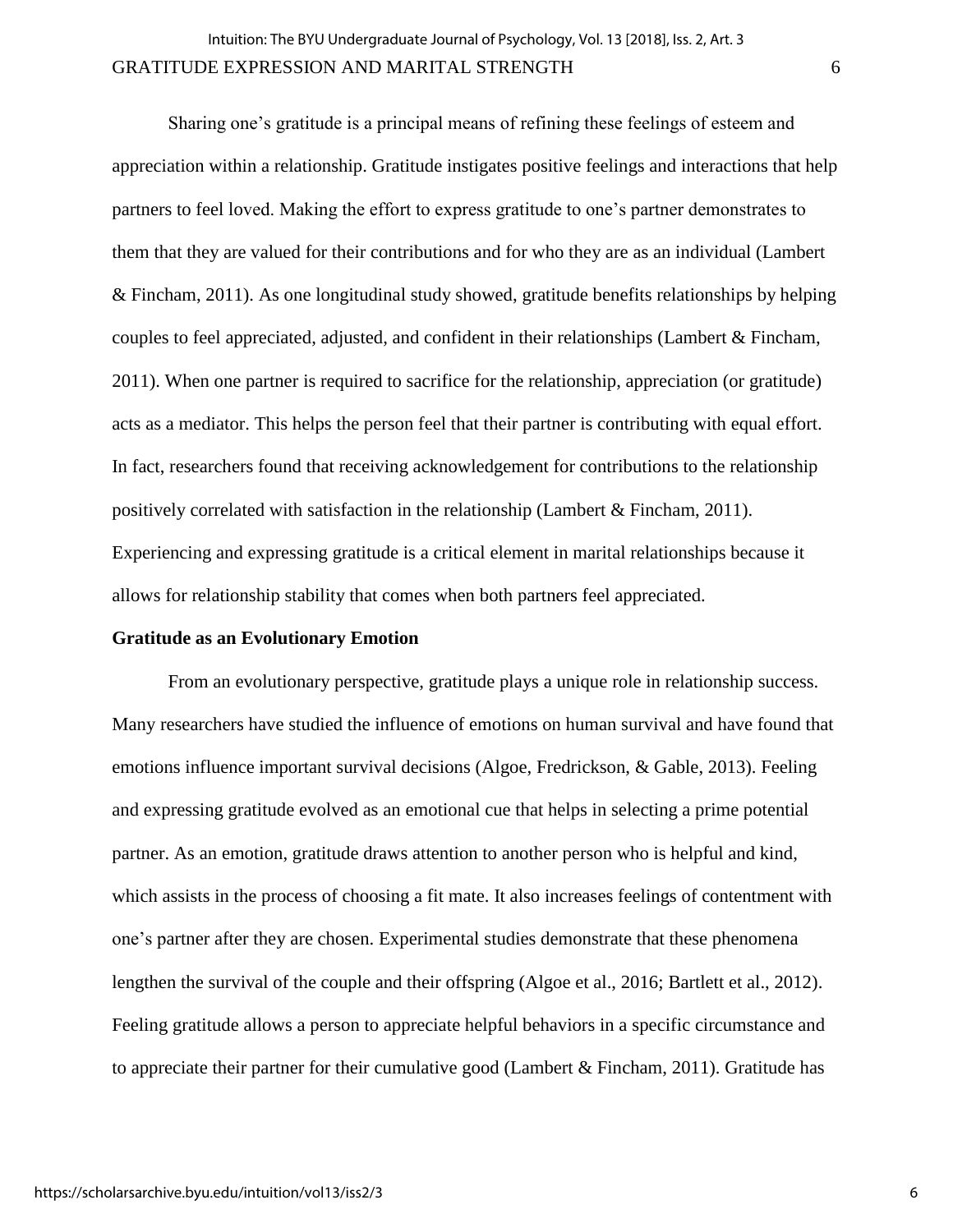Sharing one's gratitude is a principal means of refining these feelings of esteem and appreciation within a relationship. Gratitude instigates positive feelings and interactions that help partners to feel loved. Making the effort to express gratitude to one's partner demonstrates to them that they are valued for their contributions and for who they are as an individual (Lambert & Fincham, 2011). As one longitudinal study showed, gratitude benefits relationships by helping couples to feel appreciated, adjusted, and confident in their relationships (Lambert & Fincham, 2011). When one partner is required to sacrifice for the relationship, appreciation (or gratitude) acts as a mediator. This helps the person feel that their partner is contributing with equal effort. In fact, researchers found that receiving acknowledgement for contributions to the relationship positively correlated with satisfaction in the relationship (Lambert & Fincham, 2011). Experiencing and expressing gratitude is a critical element in marital relationships because it allows for relationship stability that comes when both partners feel appreciated.

**Gratitude as an Evolutionary Emotion**

From an evolutionary perspective, gratitude plays a unique role in relationship success. Many researchers have studied the influence of emotions on human survival and have found that emotions influence important survival decisions (Algoe, Fredrickson, & Gable, 2013). Feeling and expressing gratitude evolved as an emotional cue that helps in selecting a prime potential partner. As an emotion, gratitude draws attention to another person who is helpful and kind, which assists in the process of choosing a fit mate. It also increases feelings of contentment with one's partner after they are chosen. Experimental studies demonstrate that these phenomena lengthen the survival of the couple and their offspring (Algoe et al., 2016; Bartlett et al., 2012). Feeling gratitude allows a person to appreciate helpful behaviors in a specific circumstance and to appreciate their partner for their cumulative good (Lambert & Fincham, 2011). Gratitude has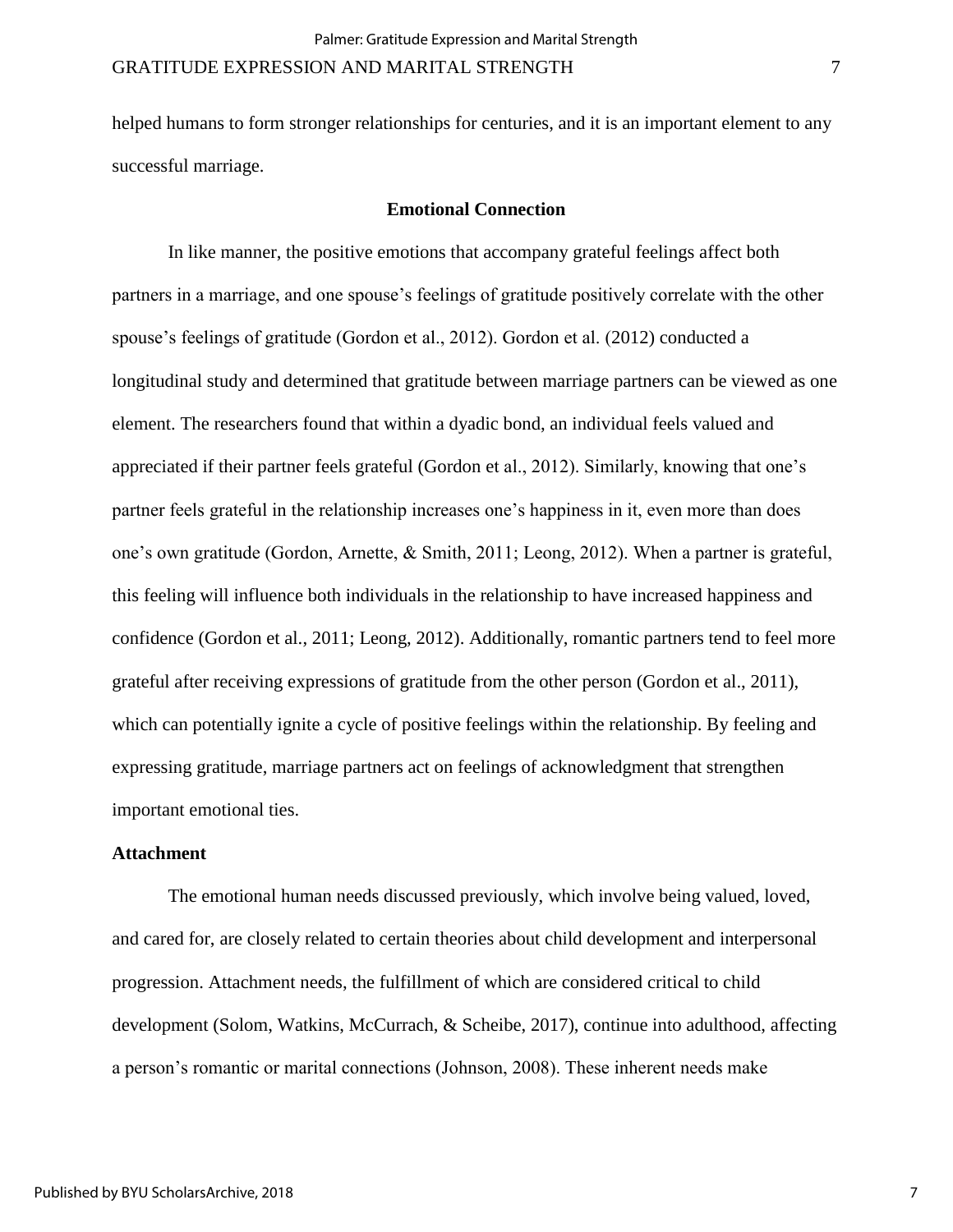helped humans to form stronger relationships for centuries, and it is an important element to any successful marriage.

## Emotional Connection

In like manner, the positive emotions that accompany grateful feelings affect both partners in a marriage, and one spouse's feelings of gratitude positively correlate with the other spouse's feelings of gratitude (Gordon et al., 2012). Gordon et al. (2012) conducted a longitudinal study and determined that gratitude between marriage partners can be viewed as one element. The researchers found that within a dyadic bond, an individual feels valued and appreciated if their partner feels grateful (Gordon et al., 2012). Similarly, knowing that one's partner feels grateful in the relationship increases one's happiness in it, even more than does one's own gratitude (Gordon, Arnette, & Smith, 2011; Leong, 2012). When a partner is grateful, this feeling will influence both individuals in the relationship to have increased happiness and confidence (Gordon et al., 2011; Leong, 2012). Additionally, romantic partners tend to feel more grateful after receiving expressions of gratitude from the other person (Gordon et al., 2011), which can potentially ignite a cycle of positive feelings within the relationship. By feeling and expressing gratitude, marriage partners act on feelings of acknowledgment that strengthen important emotional ties.

### Attachment

The emotional human needs discussed previously, which involve being valued, loved, and cared for, are closely related to certain theories about child development and interpersonal progression. Attachment needs, the fulfillment of which are considered critical to child development (Solom, Watkins, McCurrach, & Scheibe, 2017), continue into adulthood, affecting a person's romantic or marital connections (Johnson, 2008). These inherent needs make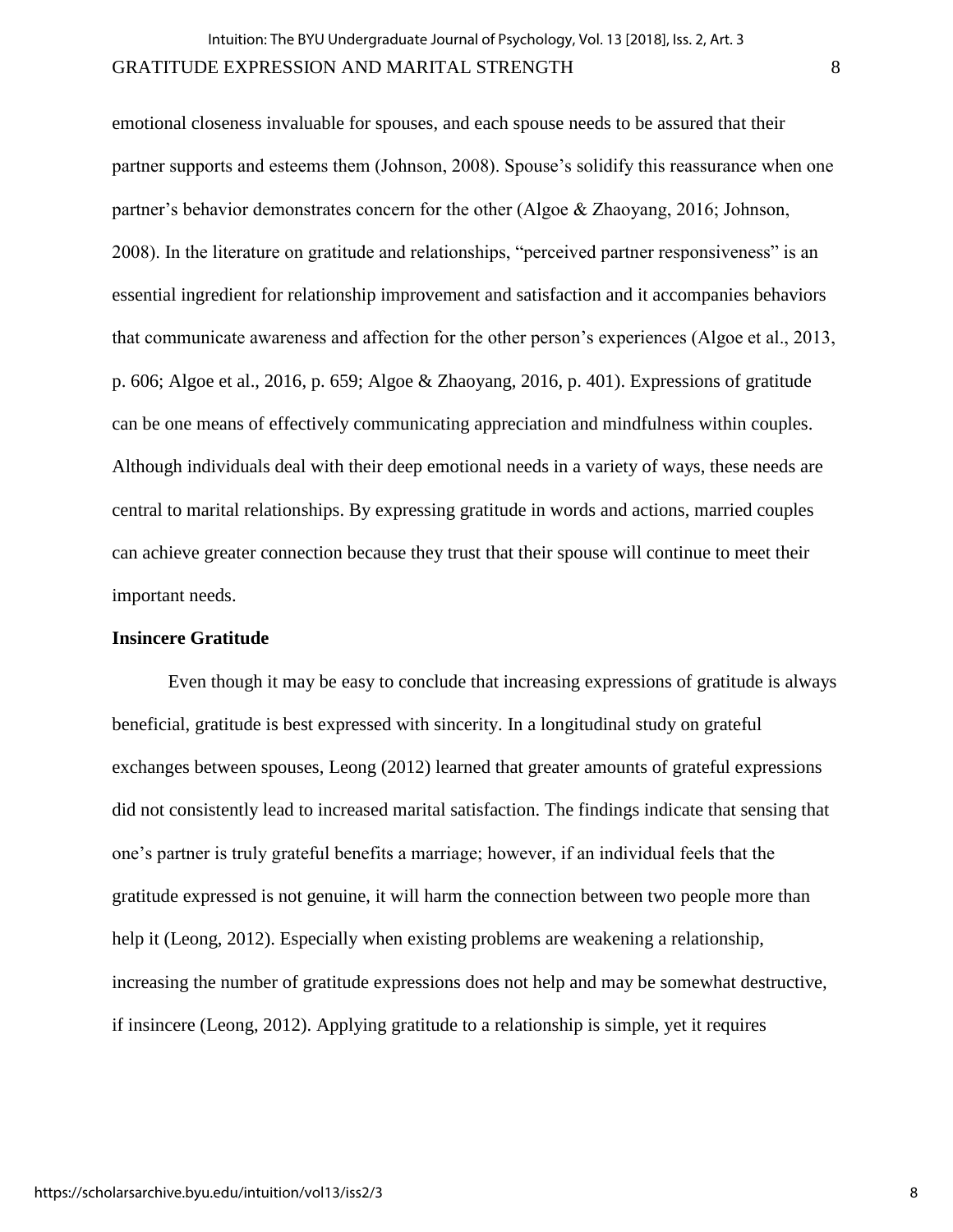emotional closeness invaluable for spouses, and each spouse needs to be assured that their partner supports and esteems them (Johnson, 2008). Spouse's solidify this reassurance when one partner's behavior demonstrates concern for the other (Algoe & Zhaoyang, 2016; Johnson, 2008). In the literature on gratitude and relationships, "perceived partner responsiveness" is an essential ingredient for relationship improvement and satisfaction and it accompanies behaviors that communicate awareness and affection for the other person's experiences (Algoe et al., 2013, p. 606; Algoe et al., 2016, p. 659; Algoe & Zhaoyang, 2016, p. 401). Expressions of gratitude can be one means of effectively communicating appreciation and mindfulness within couples. Although individuals deal with their deep emotional needs in a variety of ways, these needs are central to marital relationships. By expressing gratitude in words and actions, married couples can achieve greater connection because they trust that their spouse will continue to meet their important needs.

## Insincere Gratitude

Even though it may be easy to conclude that increasing expressions of gratitude is always beneficial, gratitude is best expressed with sincerity. In a longitudinal study on grateful exchanges between spouses, Leong (2012) learned that greater amounts of grateful expressions did not consistently lead to increased marital satisfaction. The findings indicate that sensing that one's partner is truly grateful benefits a marriage; however, if an individual feels that the gratitude expressed is not genuine, it will harm the connection between two people more than help it (Leong, 2012). Especially when existing problems are weakening a relationship, increasing the number of gratitude expressions does not help and may be somewhat destructive, if insincere (Leong, 2012). Applying gratitude to a relationship is simple, yet it requires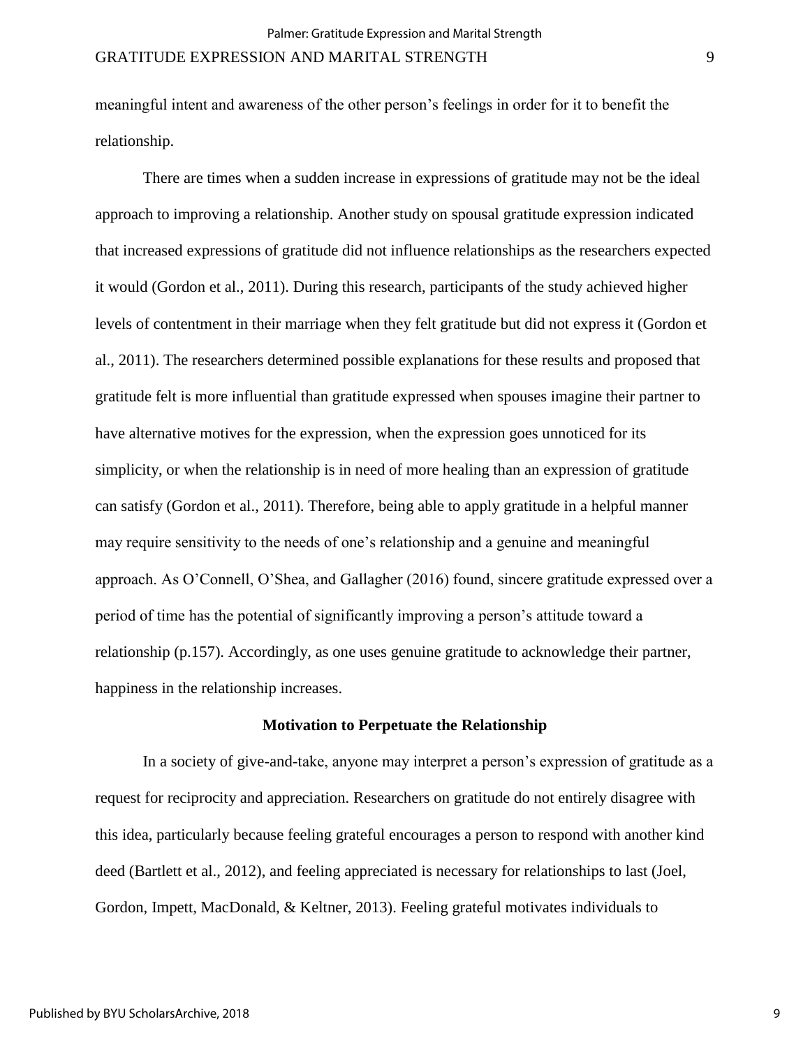meaningful intent and awareness of the other person's feelings in order for it to benefit the relationship.

There are times when a sudden increase in expressions of gratitude may not be the ideal approach to improving a relationship. Another study on spousal gratitude expression indicated that increased expressions of gratitude did not influence relationships as the researchers expected it would (Gordon et al., 2011). During this research, participants of the study achieved higher levels of contentment in their marriage when they felt gratitude but did not express it (Gordon et al., 2011). The researchers determined possible explanations for these results and proposed that gratitude felt is more influential than gratitude expressed when spouses imagine their partner to have alternative motives for the expression, when the expression goes unnoticed for its simplicity, or when the relationship is in need of more healing than an expression of gratitude can satisfy (Gordon et al., 2011). Therefore, being able to apply gratitude in a helpful manner may require sensitivity to the needs of one's relationship and a genuine and meaningful approach. As O'Connell, O'Shea, and Gallagher (2016) found, sincere gratitude expressed over a period of time has the potential of significantly improving a person's attitude toward a relationship (p.157). Accordingly, as one uses genuine gratitude to acknowledge their partner, happiness in the relationship increases.

## Motivation to Perpetuate the Relationship

In a society of give-and-take, anyone may interpret a person's expression of gratitude as a request for reciprocity and appreciation. Researchers on gratitude do not entirely disagree with this idea, particularly because feeling grateful encourages a person to respond with another kind deed (Bartlett et al., 2012), and feeling appreciated is necessary for relationships to last (Joel, Gordon, Impett, MacDonald, & Keltner, 2013). Feeling grateful motivates individuals to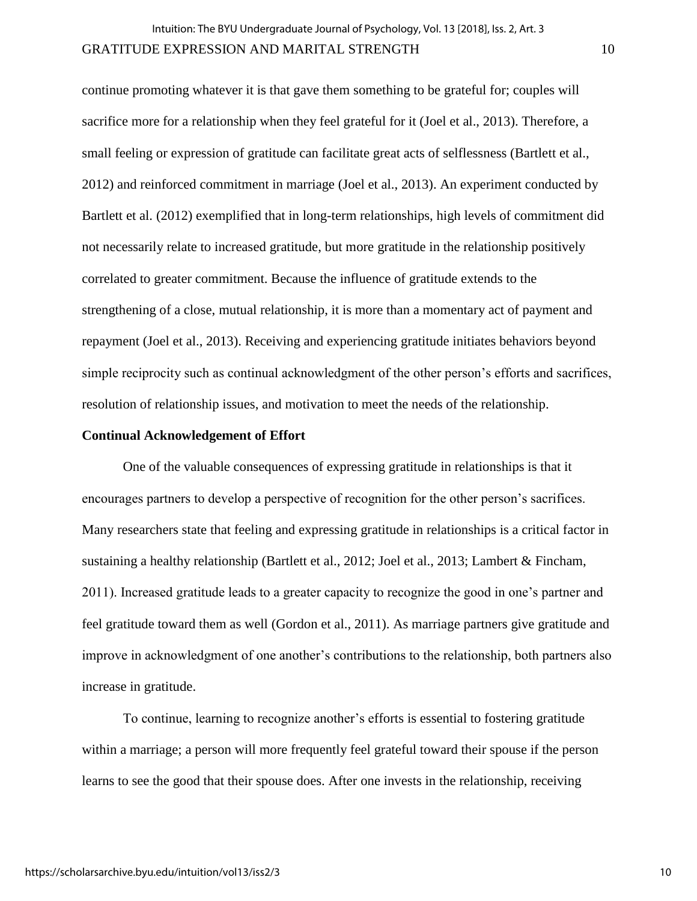continue promoting whatever it is that gave them something to be grateful for; couples will sacrifice more for a relationship when they feel grateful for it (Joel et al., 2013). Therefore, a small feeling or expression of gratitude can facilitate great acts of selflessness (Bartlett et al., 2012) and reinforced commitment in marriage (Joel et al., 2013). An experiment conducted by Bartlett et al. (2012) exemplified that in long-term relationships, high levels of commitment did not necessarily relate to increased gratitude, but more gratitude in the relationship positively correlated to greater commitment. Because the influence of gratitude extends to the strengthening of a close, mutual relationship, it is more than a momentary act of payment and repayment (Joel et al., 2013). Receiving and experiencing gratitude initiates behaviors beyond simple reciprocity such as continual acknowledgment of the other person's efforts and sacrifices, resolution of relationship issues, and motivation to meet the needs of the relationship.

**Continual Acknowledgement of Effort**

One of the valuable consequences of expressing gratitude in relationships is that it encourages partners to develop a perspective of recognition for the other person's sacrifices. Many researchers state that feeling and expressing gratitude in relationships is a critical factor in sustaining a healthy relationship (Bartlett et al., 2012; Joel et al., 2013; Lambert & Fincham, 2011). Increased gratitude leads to a greater capacity to recognize the good in one's partner and feel gratitude toward them as well (Gordon et al., 2011). As marriage partners give gratitude and improve in acknowledgment of one another's contributions to the relationship, both partners also increase in gratitude.

To continue, learning to recognize another's efforts is essential to fostering gratitude within a marriage; a person will more frequently feel grateful toward their spouse if the person learns to see the good that their spouse does. After one invests in the relationship, receiving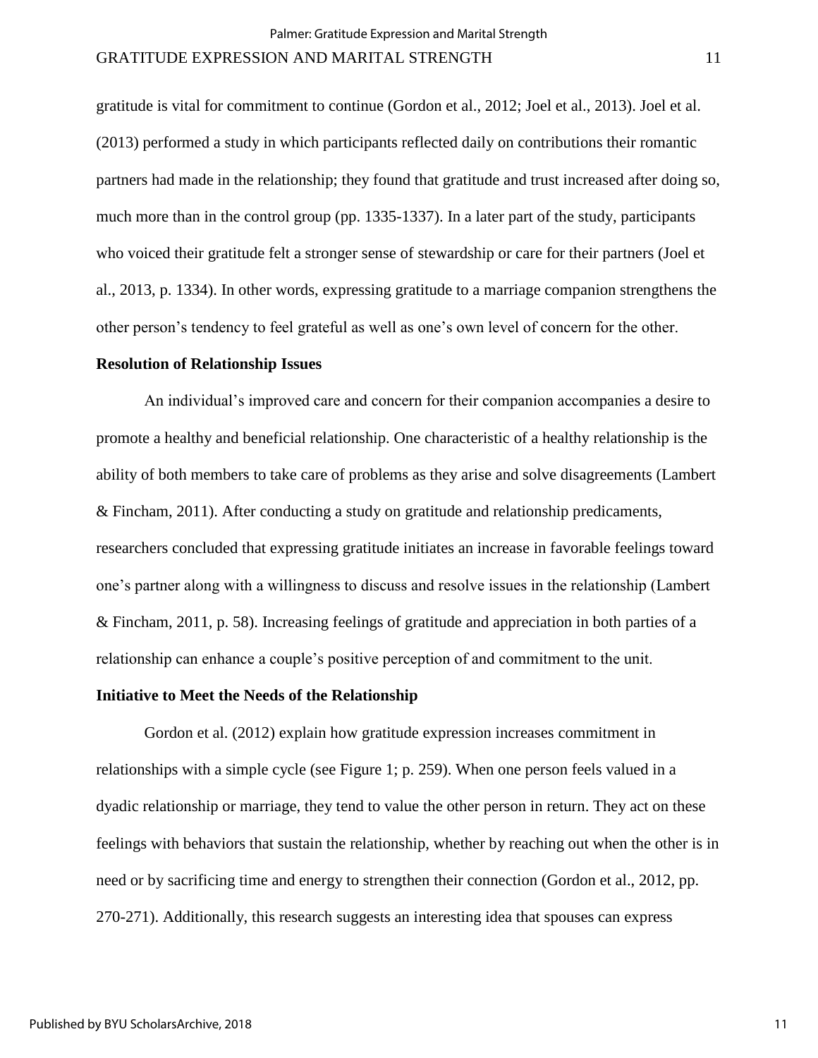gratitude is vital for commitment to continue (Gordon et al., 2012; Joel et al., 2013). Joel et al. (2013) performed a study in which participants reflected daily on contributions their romantic partners had made in the relationship; they found that gratitude and trust increased after doing so, much more than in the control group (pp. 1335-1337). In a later part of the study, participants who voiced their gratitude felt a stronger sense of stewardship or care for their partners (Joel et al., 2013, p. 1334). In other words, expressing gratitude to a marriage companion strengthens the other person's tendency to feel grateful as well as one's own level of concern for the other.

### Resolution of Relationship Issues

An individual's improved care and concern for their companion accompanies a desire to promote a healthy and beneficial relationship. One characteristic of a healthy relationship is the ability of both members to take care of problems as they arise and solve disagreements (Lambert & Fincham, 2011). After conducting a study on gratitude and relationship predicaments, researchers concluded that expressing gratitude initiates an increase in favorable feelings toward one's partner along with a willingness to discuss and resolve issues in the relationship (Lambert & Fincham, 2011, p. 58). Increasing feelings of gratitude and appreciation in both parties of a relationship can enhance a couple's positive perception of and commitment to the unit.

### Initiative to Meet the Needs of the Relationship

Gordon et al. (2012) explain how gratitude expression increases commitment in relationships with a simple cycle (see Figure 1; p. 259). When one person feels valued in a dyadic relationship or marriage, they tend to value the other person in return. They act on these feelings with behaviors that sustain the relationship, whether by reaching out when the other is in need or by sacrificing time and energy to strengthen their connection (Gordon et al., 2012, pp. 270-271). Additionally, this research suggests an interesting idea that spouses can express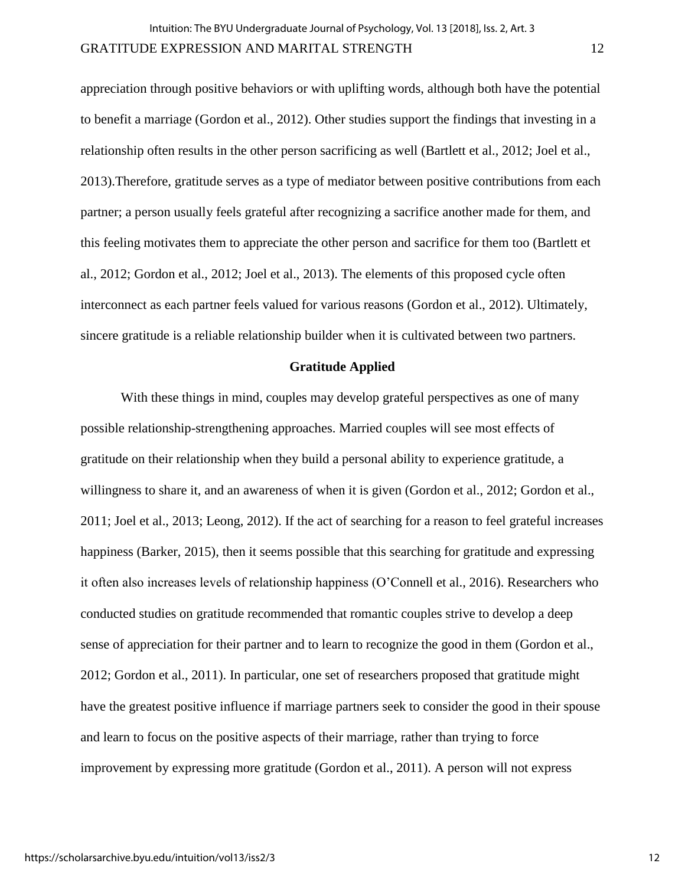appreciation through positive behaviors or with uplifting words, although both have the potential to benefit a marriage (Gordon et al., 2012). Other studies support the findings that investing in a relationship often results in the other person sacrificing as well (Bartlett et al., 2012; Joel et al., 2013).Therefore, gratitude serves as a type of mediator between positive contributions from each partner; a person usually feels grateful after recognizing a sacrifice another made for them, and this feeling motivates them to appreciate the other person and sacrifice for them too (Bartlett et al., 2012; Gordon et al., 2012; Joel et al., 2013). The elements of this proposed cycle often interconnect as each partner feels valued for various reasons (Gordon et al., 2012). Ultimately, sincere gratitude is a reliable relationship builder when it is cultivated between two partners.

## Gratitude Applied

With these things in mind, couples may develop grateful perspectives as one of many possible relationship-strengthening approaches. Married couples will see most effects of gratitude on their relationship when they build a personal ability to experience gratitude, a willingness to share it, and an awareness of when it is given (Gordon et al., 2012; Gordon et al., 2011; Joel et al., 2013; Leong, 2012). If the act of searching for a reason to feel grateful increases happiness (Barker, 2015), then it seems possible that this searching for gratitude and expressing it often also increases levels of relationship happiness (O'Connell et al., 2016). Researchers who conducted studies on gratitude recommended that romantic couples strive to develop a deep sense of appreciation for their partner and to learn to recognize the good in them (Gordon et al., 2012; Gordon et al., 2011). In particular, one set of researchers proposed that gratitude might have the greatest positive influence if marriage partners seek to consider the good in their spouse and learn to focus on the positive aspects of their marriage, rather than trying to force improvement by expressing more gratitude (Gordon et al., 2011). A person will not express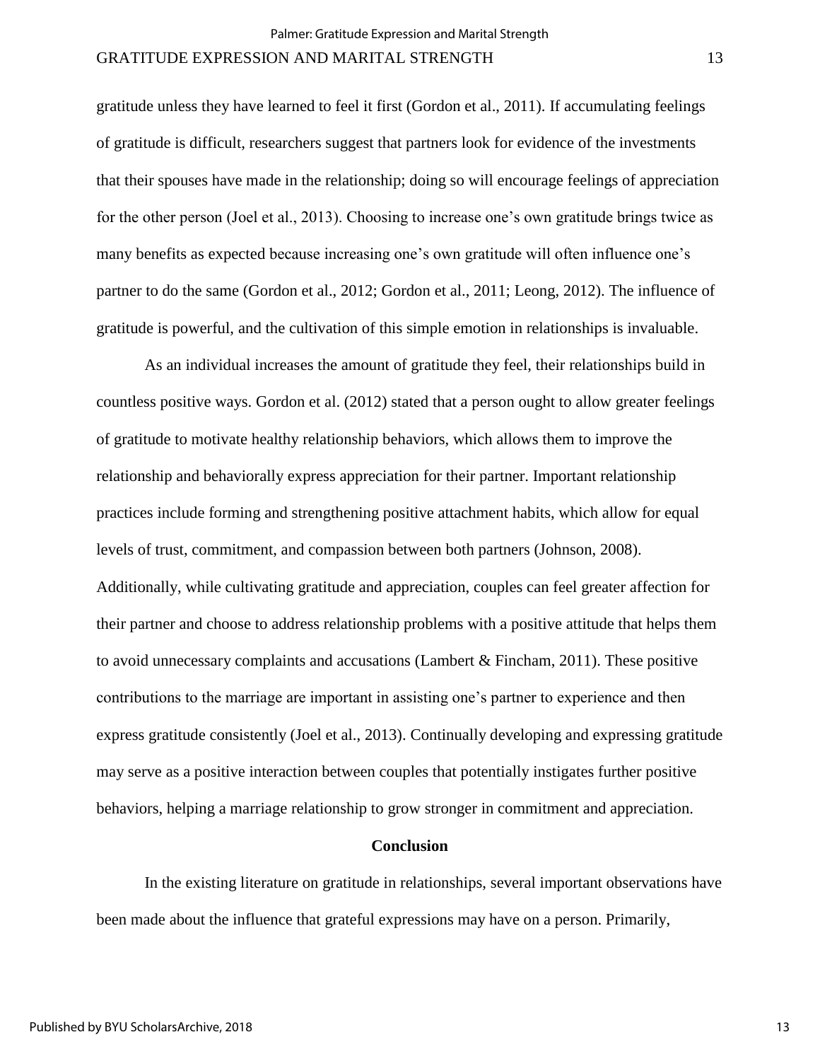gratitude unless they have learned to feel it first (Gordon et al., 2011). If accumulating feelings of gratitude is difficult, researchers suggest that partners look for evidence of the investments that their spouses have made in the relationship; doing so will encourage feelings of appreciation for the other person (Joel et al., 2013). Choosing to increase one's own gratitude brings twice as many benefits as expected because increasing one's own gratitude will often influence one's partner to do the same (Gordon et al., 2012; Gordon et al., 2011; Leong, 2012). The influence of gratitude is powerful, and the cultivation of this simple emotion in relationships is invaluable.

As an individual increases the amount of gratitude they feel, their relationships build in countless positive ways. Gordon et al. (2012) stated that a person ought to allow greater feelings of gratitude to motivate healthy relationship behaviors, which allows them to improve the relationship and behaviorally express appreciation for their partner. Important relationship practices include forming and strengthening positive attachment habits, which allow for equal levels of trust, commitment, and compassion between both partners (Johnson, 2008). Additionally, while cultivating gratitude and appreciation, couples can feel greater affection for their partner and choose to address relationship problems with a positive attitude that helps them to avoid unnecessary complaints and accusations (Lambert & Fincham, 2011). These positive contributions to the marriage are important in assisting one's partner to experience and then express gratitude consistently (Joel et al., 2013). Continually developing and expressing gratitude may serve as a positive interaction between couples that potentially instigates further positive behaviors, helping a marriage relationship to grow stronger in commitment and appreciation.

## Conclusion

In the existing literature on gratitude in relationships, several important observations have been made about the influence that grateful expressions may have on a person. Primarily,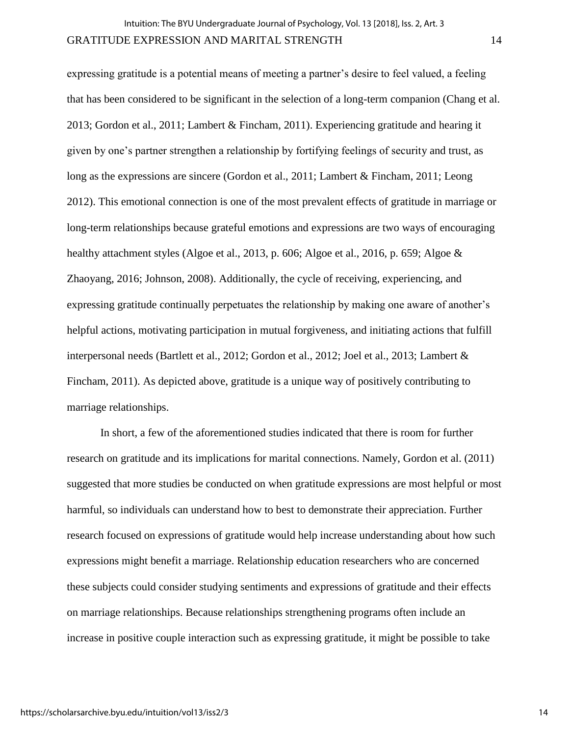expressing gratitude is a potential means of meeting a partner's desire to feel valued, a feeling that has been considered to be significant in the selection of a long-term companion (Chang et al. 2013; Gordon et al., 2011; Lambert & Fincham, 2011). Experiencing gratitude and hearing it given by one's partner strengthen a relationship by fortifying feelings of security and trust, as long as the expressions are sincere (Gordon et al., 2011; Lambert & Fincham, 2011; Leong 2012). This emotional connection is one of the most prevalent effects of gratitude in marriage or long-term relationships because grateful emotions and expressions are two ways of encouraging healthy attachment styles (Algoe et al., 2013, p. 606; Algoe et al., 2016, p. 659; Algoe & Zhaoyang, 2016; Johnson, 2008). Additionally, the cycle of receiving, experiencing, and expressing gratitude continually perpetuates the relationship by making one aware of another's helpful actions, motivating participation in mutual forgiveness, and initiating actions that fulfill interpersonal needs (Bartlett et al., 2012; Gordon et al., 2012; Joel et al., 2013; Lambert & Fincham, 2011). As depicted above, gratitude is a unique way of positively contributing to marriage relationships.

In short, a few of the aforementioned studies indicated that there is room for further research on gratitude and its implications for marital connections. Namely, Gordon et al. (2011) suggested that more studies be conducted on when gratitude expressions are most helpful or most harmful, so individuals can understand how to best to demonstrate their appreciation. Further research focused on expressions of gratitude would help increase understanding about how such expressions might benefit a marriage. Relationship education researchers who are concerned these subjects could consider studying sentiments and expressions of gratitude and their effects on marriage relationships. Because relationships strengthening programs often include an increase in positive couple interaction such as expressing gratitude, it might be possible to take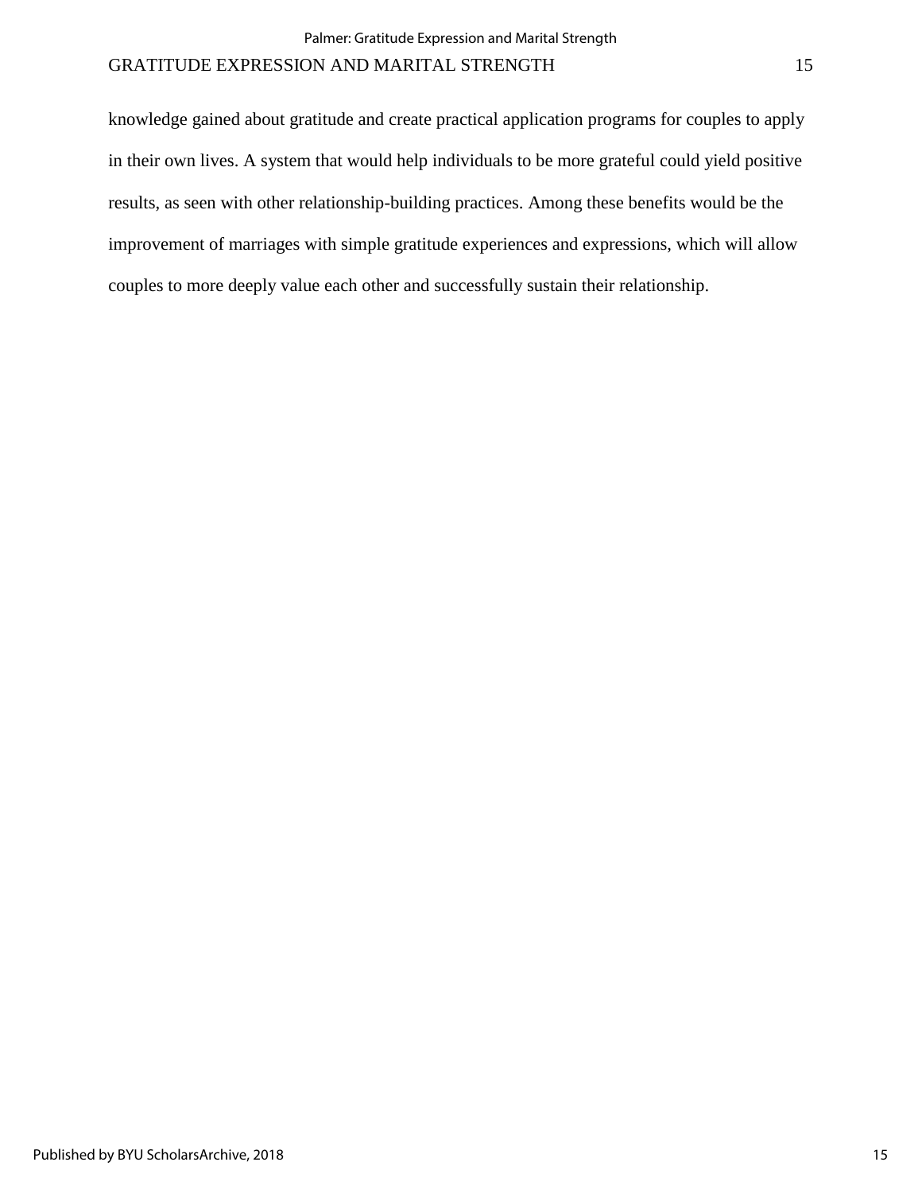knowledge gained about gratitude and create practical application programs for couples to apply in their own lives. A system that would help individuals to be more grateful could yield positive results, as seen with other relationship-building practices. Among these benefits would be the improvement of marriages with simple gratitude experiences and expressions, which will allow couples to more deeply value each other and successfully sustain their relationship.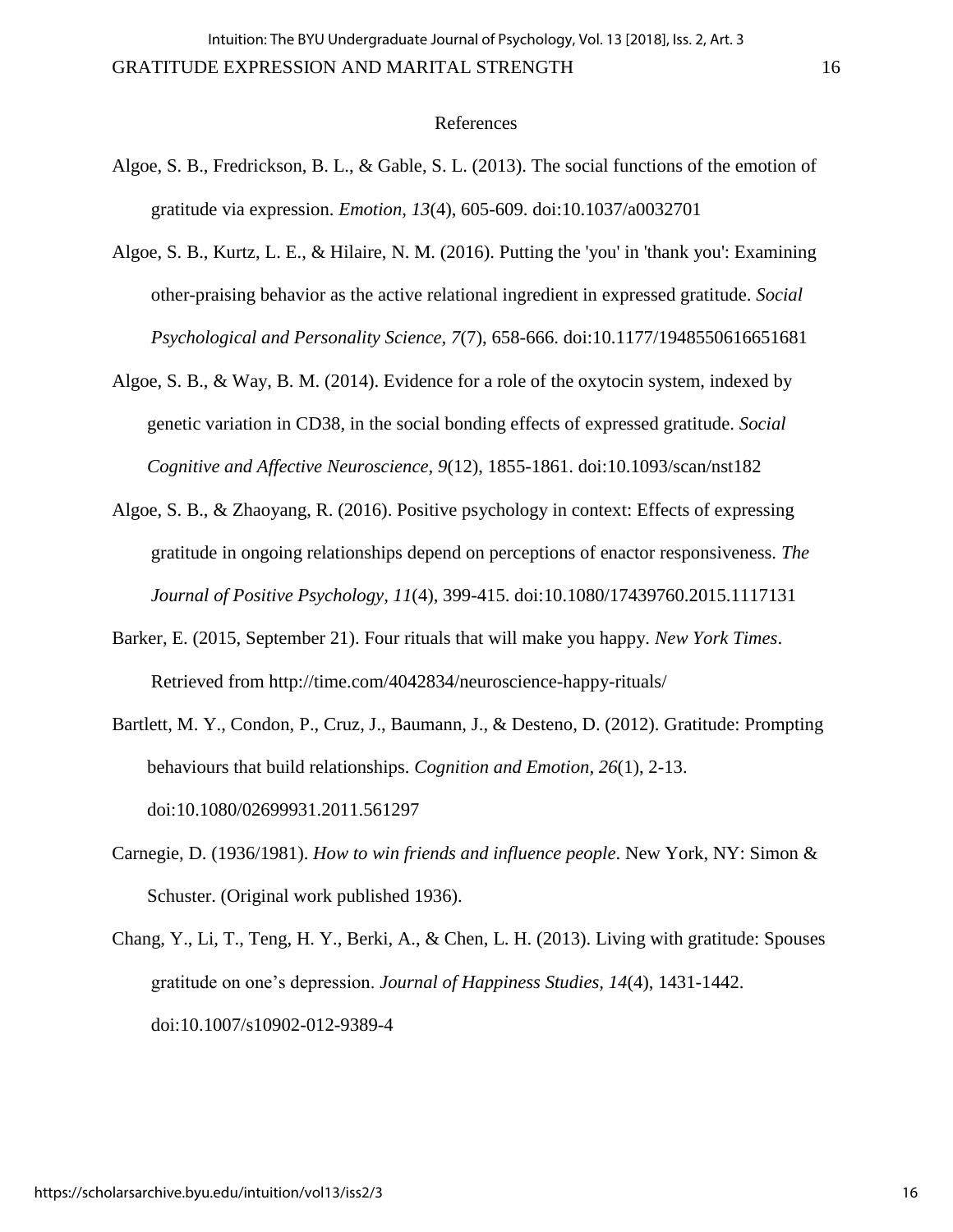## References

Algoe, S. B., Fredrickson, B. L., & Gable, S. L. (2013). The social functions of the emotion of gratitude via expression. *Emotion, 13*(4), 605-609. doi:10.1037/a0032701

Algoe, S. B., Kurtz, L. E., & Hilaire, N. M. (2016). Putting the 'you' in 'thank you': Examining other-praising behavior as the active relational ingredient in expressed gratitude. *Social Psychological and Personality Science, 7*(7), 658-666. doi:10.1177/1948550616651681

Algoe, S. B., & Way, B. M. (2014). Evidence for a role of the oxytocin system, indexed by genetic variation in CD38, in the social bonding effects of expressed gratitude. *Social Cognitive and Affective Neuroscience, 9*(12), 1855-1861. doi:10.1093/scan/nst182

Algoe, S. B., & Zhaoyang, R. (2016). Positive psychology in context: Effects of expressing gratitude in ongoing relationships depend on perceptions of enactor responsiveness. *The Journal of Positive Psychology, 11*(4), 399-415. doi:10.1080/17439760.2015.1117131

Barker, E. (2015, September 21). Four rituals that will make you happy. *New York Times*. Retrieved from http://time.com/4042834/neuroscience-happy-rituals/

Bartlett, M. Y., Condon, P., Cruz, J., Baumann, J., & Desteno, D. (2012). Gratitude: Prompting behaviours that build relationships. *Cognition and Emotion, 26*(1), 2-13. doi:10.1080/02699931.2011.561297

Carnegie, D. (1936/1981). *How to win friends and influence people*. New York, NY: Simon & Schuster. (Original work published 1936).

Chang, Y., Li, T., Teng, H. Y., Berki, A., & Chen, L. H. (2013). Living with gratitude: Spouses gratitude on one's depression. *Journal of Happiness Studies, 14*(4), 1431-1442. doi:10.1007/s10902-012-9389-4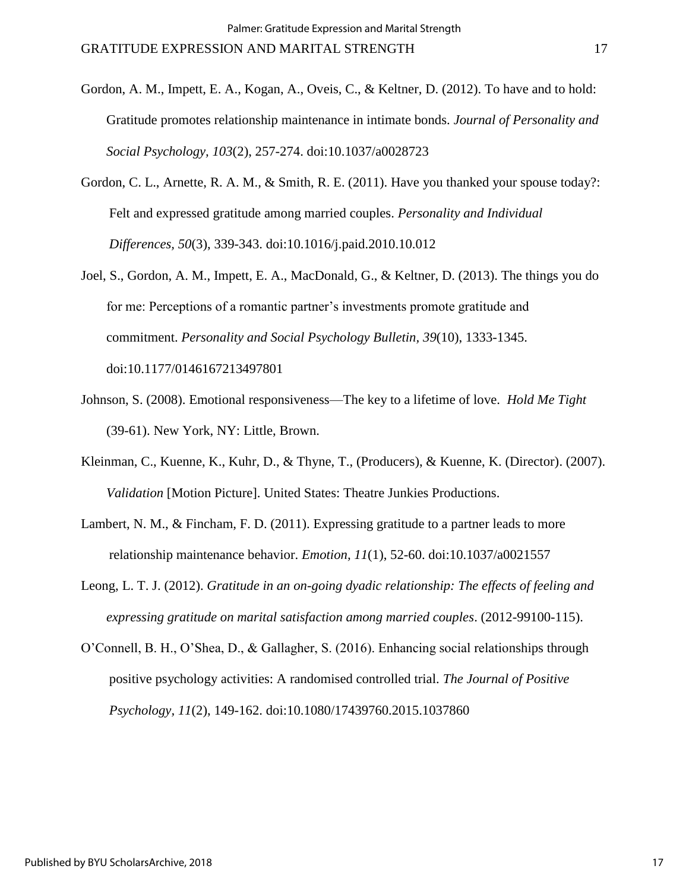Gordon, A. M., Impett, E. A., Kogan, A., Oveis, C., & Keltner, D. (2012). To have and to hold: Gratitude promotes relationship maintenance in intimate bonds. *Journal of Personality and Social Psychology, 103*(2), 257-274. doi:10.1037/a0028723

Gordon, C. L., Arnette, R. A. M., & Smith, R. E. (2011). Have you thanked your spouse today?: Felt and expressed gratitude among married couples. *Personality and Individual Differences, 50*(3), 339-343. doi:10.1016/j.paid.2010.10.012

Joel, S., Gordon, A. M., Impett, E. A., MacDonald, G., & Keltner, D. (2013). The things you do for me: Perceptions of a romantic partner's investments promote gratitude and commitment. *Personality and Social Psychology Bulletin, 39*(10), 1333-1345. doi:10.1177/0146167213497801

Johnson, S. (2008). Emotional responsiveness—The key to a lifetime of love. *Hold Me Tight* (39-61). New York, NY: Little, Brown.

Kleinman, C., Kuenne, K., Kuhr, D., & Thyne, T., (Producers), & Kuenne, K. (Director). (2007). *Validation* [Motion Picture]. United States: Theatre Junkies Productions.

Lambert, N. M., & Fincham, F. D. (2011). Expressing gratitude to a partner leads to more relationship maintenance behavior. *Emotion, 11*(1), 52-60. doi:10.1037/a0021557

Leong, L. T. J. (2012). *Gratitude in an on-going dyadic relationship: The effects of feeling and expressing gratitude on marital satisfaction among married couples*. (2012-99100-115).

O'Connell, B. H., O'Shea, D., & Gallagher, S. (2016). Enhancing social relationships through positive psychology activities: A randomised controlled trial. *The Journal of Positive Psychology, 11*(2), 149-162. doi:10.1080/17439760.2015.1037860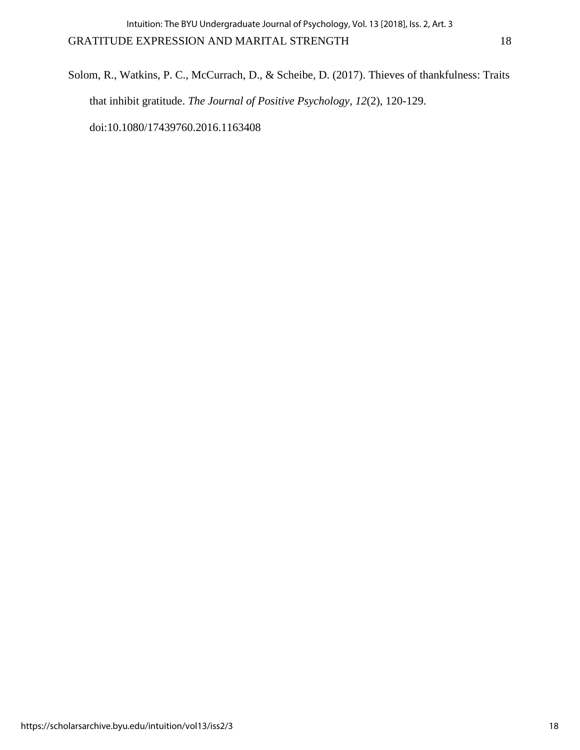Solom, R., Watkins, P. C., McCurrach, D., & Scheibe, D. (2017). Thieves of thankfulness: Traits that inhibit gratitude. *The Journal of Positive Psychology, 12*(2), 120-129. doi:10.1080/17439760.2016.1163408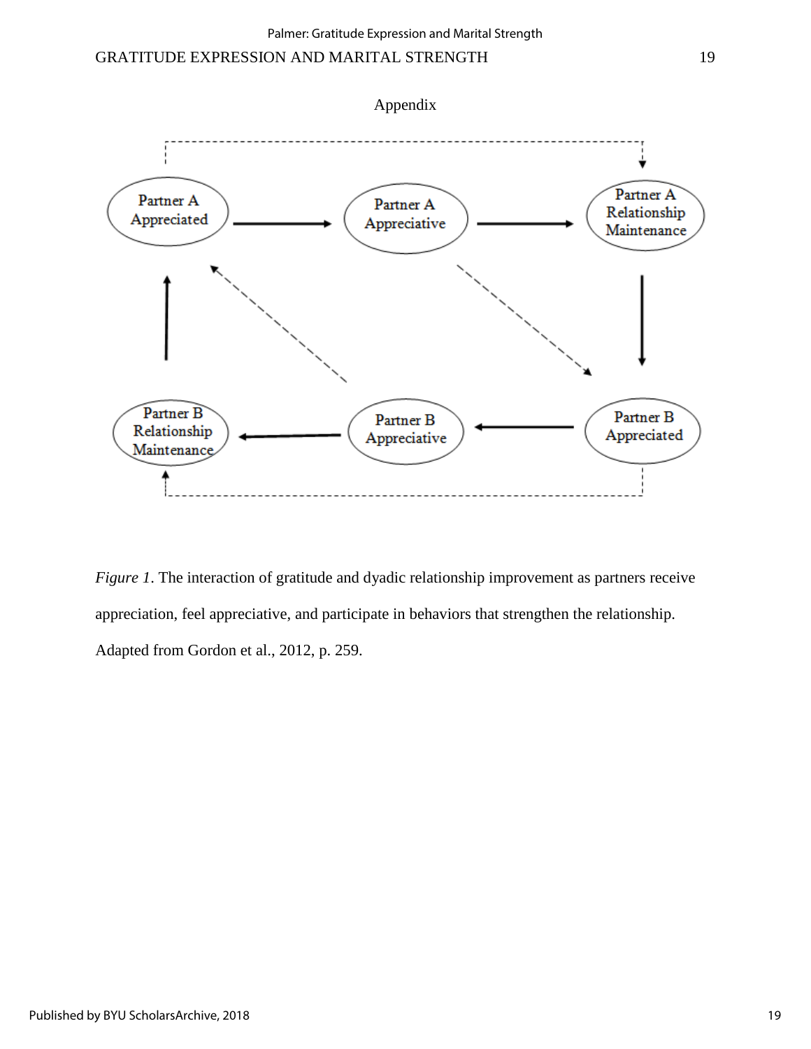Appendix

Partner A Appreciated

Partner A Appreciative

Partner A Relationship Maintenance

Partner B Relationship Maintenance

Partner B Appreciative

Partner B Appreciated

*Figure 1*. The interaction of gratitude and dyadic relationship improvement as partners receive appreciation, feel appreciative, and participate in behaviors that strengthen the relationship. Adapted from Gordon et al., 2012, p. 259.